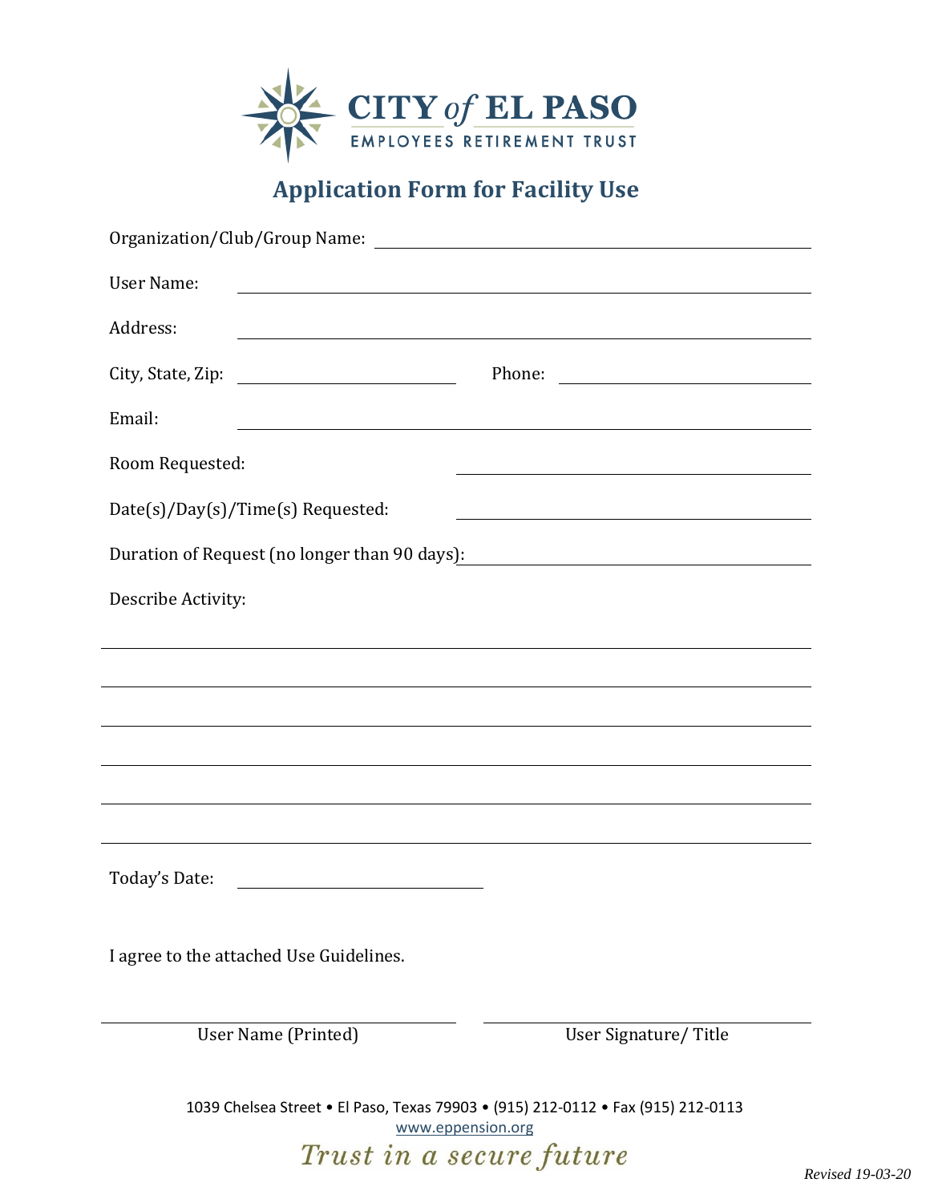CITY of EL PASO
EMPLOYEES RETIREMENT TRUST

# Application Form for Facility Use

Organization/Club/Group Name: ______________________________

User Name: ______________________________

Address: ______________________________

City, State, Zip: ____________________ Phone: ____________________

Email: ______________________________

Room Requested: ______________________________

Date(s)/Day(s)/Time(s) Requested: ______________________________

Duration of Request (no longer than 90 days): ______________________________

Describe Activity:

______________________________

______________________________

______________________________

______________________________

______________________________

______________________________

Today's Date: ____________________

I agree to the attached Use Guidelines.

| ______________________________ | ______________________________ |
|---|---|
| User Name (Printed) | User Signature/ Title |

1039 Chelsea Street • El Paso, Texas 79903 • (915) 212-0112 • Fax (915) 212-0113
www.eppension.org

*Trust in a secure future*

*Revised 19-03-20*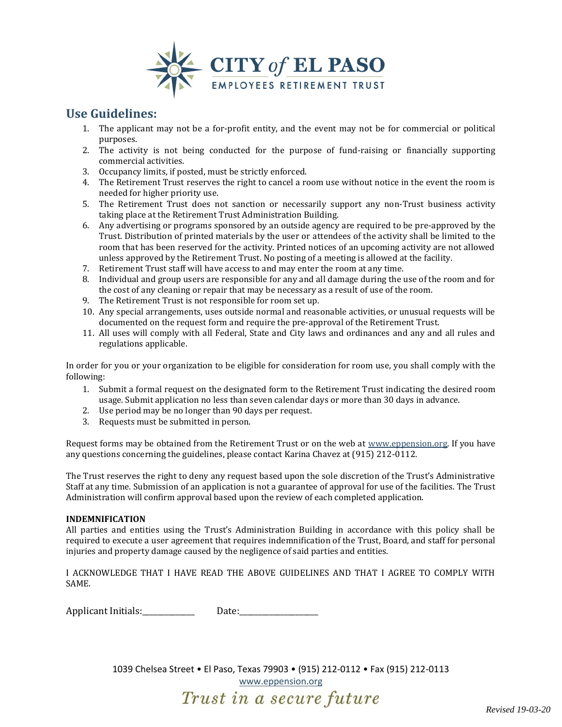CITY *of* EL PASO
EMPLOYEES RETIREMENT TRUST

## Use Guidelines:

1. The applicant may not be a for-profit entity, and the event may not be for commercial or political purposes.
2. The activity is not being conducted for the purpose of fund-raising or financially supporting commercial activities.
3. Occupancy limits, if posted, must be strictly enforced.
4. The Retirement Trust reserves the right to cancel a room use without notice in the event the room is needed for higher priority use.
5. The Retirement Trust does not sanction or necessarily support any non-Trust business activity taking place at the Retirement Trust Administration Building.
6. Any advertising or programs sponsored by an outside agency are required to be pre-approved by the Trust. Distribution of printed materials by the user or attendees of the activity shall be limited to the room that has been reserved for the activity. Printed notices of an upcoming activity are not allowed unless approved by the Retirement Trust. No posting of a meeting is allowed at the facility.
7. Retirement Trust staff will have access to and may enter the room at any time.
8. Individual and group users are responsible for any and all damage during the use of the room and for the cost of any cleaning or repair that may be necessary as a result of use of the room.
9. The Retirement Trust is not responsible for room set up.
10. Any special arrangements, uses outside normal and reasonable activities, or unusual requests will be documented on the request form and require the pre-approval of the Retirement Trust.
11. All uses will comply with all Federal, State and City laws and ordinances and any and all rules and regulations applicable.

In order for you or your organization to be eligible for consideration for room use, you shall comply with the following:

1. Submit a formal request on the designated form to the Retirement Trust indicating the desired room usage. Submit application no less than seven calendar days or more than 30 days in advance.
2. Use period may be no longer than 90 days per request.
3. Requests must be submitted in person.

Request forms may be obtained from the Retirement Trust or on the web at www.eppension.org. If you have any questions concerning the guidelines, please contact Karina Chavez at (915) 212-0112.

The Trust reserves the right to deny any request based upon the sole discretion of the Trust's Administrative Staff at any time. Submission of an application is not a guarantee of approval for use of the facilities. The Trust Administration will confirm approval based upon the review of each completed application.

**INDEMNIFICATION**
All parties and entities using the Trust's Administration Building in accordance with this policy shall be required to execute a user agreement that requires indemnification of the Trust, Board, and staff for personal injuries and property damage caused by the negligence of said parties and entities.

I ACKNOWLEDGE THAT I HAVE READ THE ABOVE GUIDELINES AND THAT I AGREE TO COMPLY WITH SAME.

Applicant Initials:____________ Date:__________________

1039 Chelsea Street • El Paso, Texas 79903 • (915) 212-0112 • Fax (915) 212-0113
www.eppension.org

*Trust in a secure future*

*Revised 19-03-20*